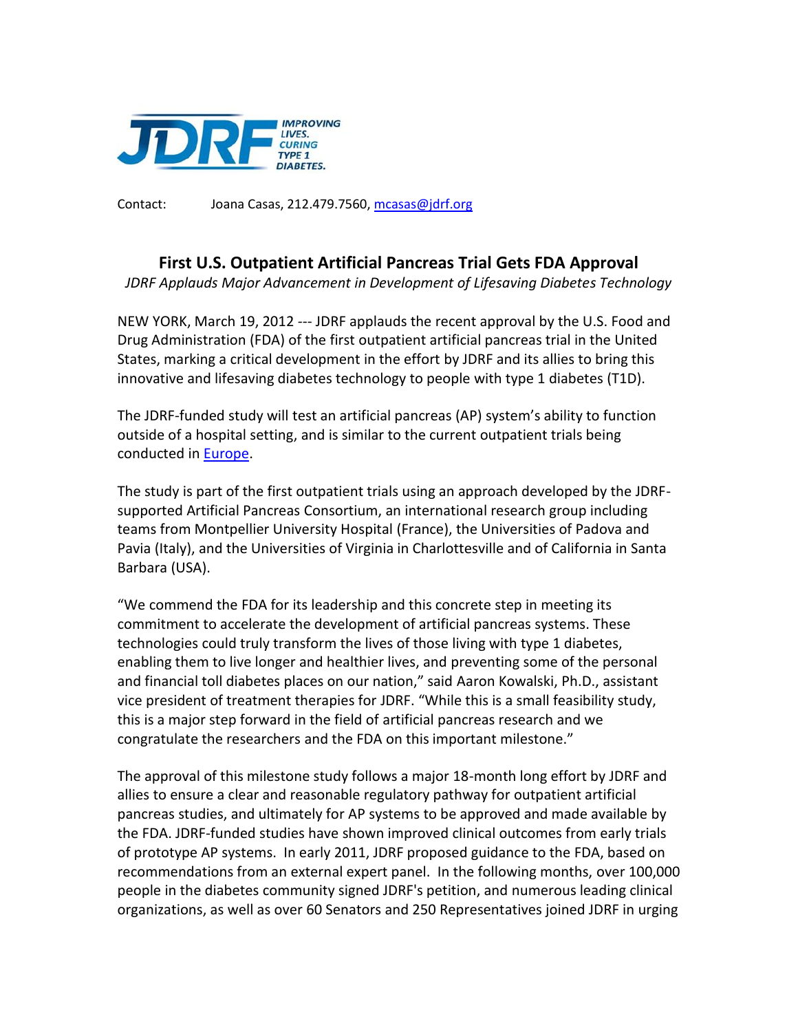Contact: Joana Casas, 212.479.7560, mcasas@jdrf.org

## First U.S. Outpatient Artificial Pancreas Trial Gets FDA Approval

*JDRF Applauds Major Advancement in Development of Lifesaving Diabetes Technology*

NEW YORK, March 19, 2012 --- JDRF applauds the recent approval by the U.S. Food and Drug Administration (FDA) of the first outpatient artificial pancreas trial in the United States, marking a critical development in the effort by JDRF and its allies to bring this innovative and lifesaving diabetes technology to people with type 1 diabetes (T1D).

The JDRF-funded study will test an artificial pancreas (AP) system's ability to function outside of a hospital setting, and is similar to the current outpatient trials being conducted in Europe.

The study is part of the first outpatient trials using an approach developed by the JDRF-supported Artificial Pancreas Consortium, an international research group including teams from Montpellier University Hospital (France), the Universities of Padova and Pavia (Italy), and the Universities of Virginia in Charlottesville and of California in Santa Barbara (USA).

"We commend the FDA for its leadership and this concrete step in meeting its commitment to accelerate the development of artificial pancreas systems. These technologies could truly transform the lives of those living with type 1 diabetes, enabling them to live longer and healthier lives, and preventing some of the personal and financial toll diabetes places on our nation," said Aaron Kowalski, Ph.D., assistant vice president of treatment therapies for JDRF. "While this is a small feasibility study, this is a major step forward in the field of artificial pancreas research and we congratulate the researchers and the FDA on this important milestone."

The approval of this milestone study follows a major 18-month long effort by JDRF and allies to ensure a clear and reasonable regulatory pathway for outpatient artificial pancreas studies, and ultimately for AP systems to be approved and made available by the FDA. JDRF-funded studies have shown improved clinical outcomes from early trials of prototype AP systems. In early 2011, JDRF proposed guidance to the FDA, based on recommendations from an external expert panel. In the following months, over 100,000 people in the diabetes community signed JDRF's petition, and numerous leading clinical organizations, as well as over 60 Senators and 250 Representatives joined JDRF in urging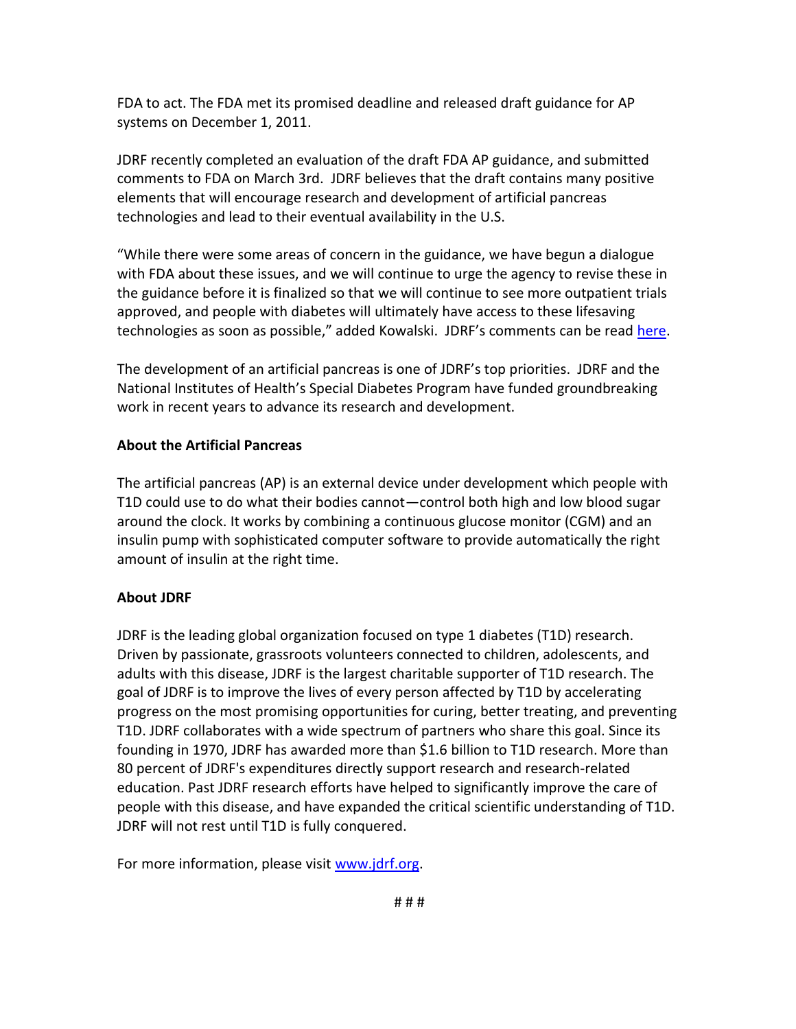FDA to act. The FDA met its promised deadline and released draft guidance for AP systems on December 1, 2011.

JDRF recently completed an evaluation of the draft FDA AP guidance, and submitted comments to FDA on March 3rd. JDRF believes that the draft contains many positive elements that will encourage research and development of artificial pancreas technologies and lead to their eventual availability in the U.S.

"While there were some areas of concern in the guidance, we have begun a dialogue with FDA about these issues, and we will continue to urge the agency to revise these in the guidance before it is finalized so that we will continue to see more outpatient trials approved, and people with diabetes will ultimately have access to these lifesaving technologies as soon as possible," added Kowalski. JDRF's comments can be read here.

The development of an artificial pancreas is one of JDRF's top priorities. JDRF and the National Institutes of Health's Special Diabetes Program have funded groundbreaking work in recent years to advance its research and development.

**About the Artificial Pancreas**

The artificial pancreas (AP) is an external device under development which people with T1D could use to do what their bodies cannot—control both high and low blood sugar around the clock. It works by combining a continuous glucose monitor (CGM) and an insulin pump with sophisticated computer software to provide automatically the right amount of insulin at the right time.

**About JDRF**

JDRF is the leading global organization focused on type 1 diabetes (T1D) research. Driven by passionate, grassroots volunteers connected to children, adolescents, and adults with this disease, JDRF is the largest charitable supporter of T1D research. The goal of JDRF is to improve the lives of every person affected by T1D by accelerating progress on the most promising opportunities for curing, better treating, and preventing T1D. JDRF collaborates with a wide spectrum of partners who share this goal. Since its founding in 1970, JDRF has awarded more than $1.6 billion to T1D research. More than 80 percent of JDRF's expenditures directly support research and research-related education. Past JDRF research efforts have helped to significantly improve the care of people with this disease, and have expanded the critical scientific understanding of T1D. JDRF will not rest until T1D is fully conquered.

For more information, please visit www.jdrf.org.

# # #